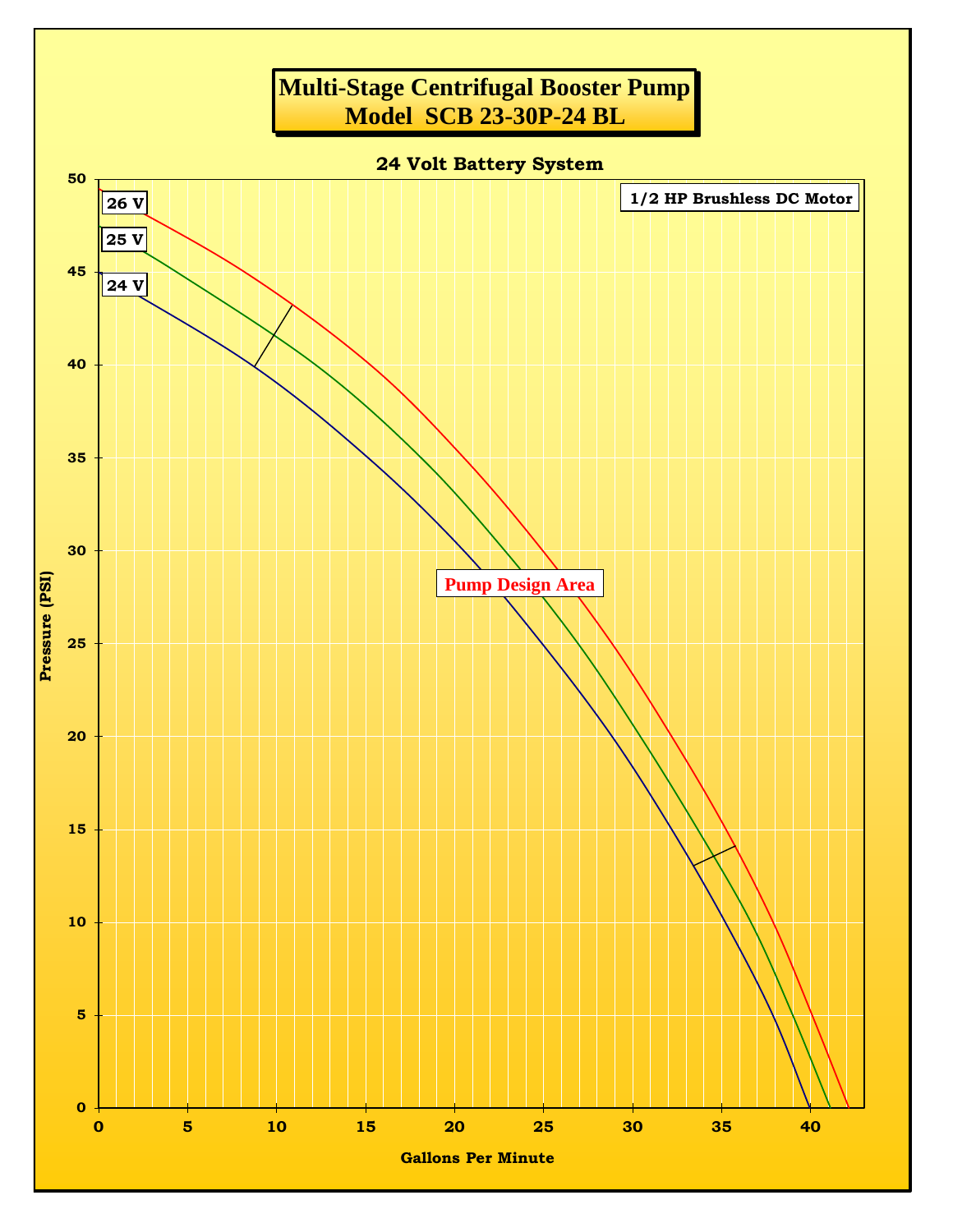# Multi-Stage Centrifugal Booster Pump
# Model SCB 23-30P-24 BL

## 24 Volt Battery System

1/2 HP Brushless DC Motor

26 V

25 V

24 V

Pump Design Area

Pressure (PSI): 0, 5, 10, 15, 20, 25, 30, 35, 40, 45, 50

Gallons Per Minute: 0, 5, 10, 15, 20, 25, 30, 35, 40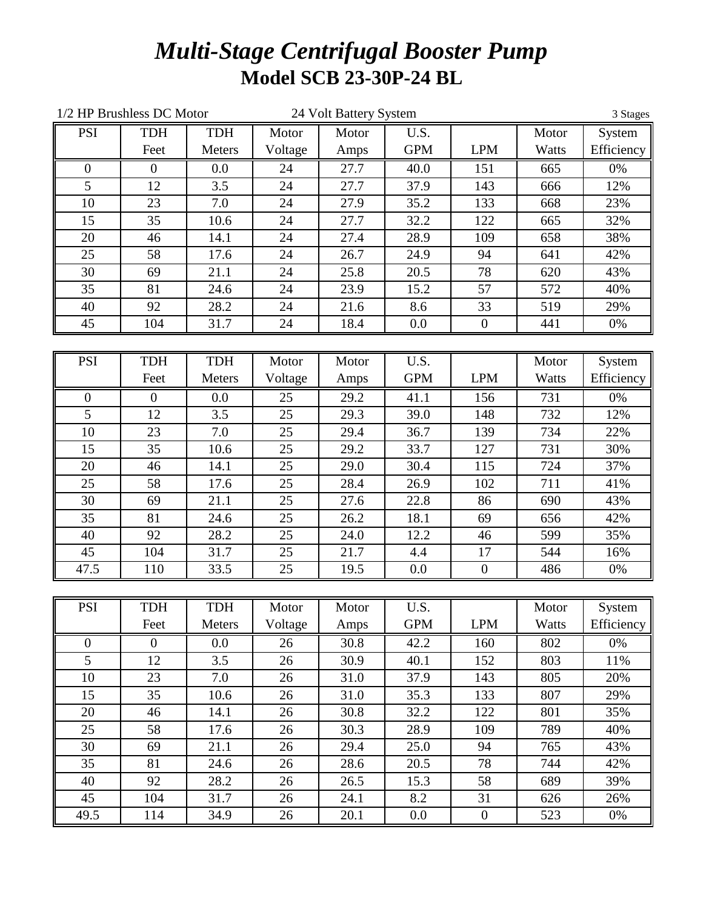# *Multi-Stage Centrifugal Booster Pump*

## Model SCB 23-30P-24 BL

1/2 HP Brushless DC Motor &nbsp;&nbsp;&nbsp;&nbsp; 24 Volt Battery System &nbsp;&nbsp;&nbsp;&nbsp; 3 Stages

| PSI | TDH Feet | TDH Meters | Motor Voltage | Motor Amps | U.S. GPM | LPM | Motor Watts | System Efficiency |
|---|---|---|---|---|---|---|---|---|
| 0 | 0 | 0.0 | 24 | 27.7 | 40.0 | 151 | 665 | 0% |
| 5 | 12 | 3.5 | 24 | 27.7 | 37.9 | 143 | 666 | 12% |
| 10 | 23 | 7.0 | 24 | 27.9 | 35.2 | 133 | 668 | 23% |
| 15 | 35 | 10.6 | 24 | 27.7 | 32.2 | 122 | 665 | 32% |
| 20 | 46 | 14.1 | 24 | 27.4 | 28.9 | 109 | 658 | 38% |
| 25 | 58 | 17.6 | 24 | 26.7 | 24.9 | 94 | 641 | 42% |
| 30 | 69 | 21.1 | 24 | 25.8 | 20.5 | 78 | 620 | 43% |
| 35 | 81 | 24.6 | 24 | 23.9 | 15.2 | 57 | 572 | 40% |
| 40 | 92 | 28.2 | 24 | 21.6 | 8.6 | 33 | 519 | 29% |
| 45 | 104 | 31.7 | 24 | 18.4 | 0.0 | 0 | 441 | 0% |

| PSI | TDH Feet | TDH Meters | Motor Voltage | Motor Amps | U.S. GPM | LPM | Motor Watts | System Efficiency |
|---|---|---|---|---|---|---|---|---|
| 0 | 0 | 0.0 | 25 | 29.2 | 41.1 | 156 | 731 | 0% |
| 5 | 12 | 3.5 | 25 | 29.3 | 39.0 | 148 | 732 | 12% |
| 10 | 23 | 7.0 | 25 | 29.4 | 36.7 | 139 | 734 | 22% |
| 15 | 35 | 10.6 | 25 | 29.2 | 33.7 | 127 | 731 | 30% |
| 20 | 46 | 14.1 | 25 | 29.0 | 30.4 | 115 | 724 | 37% |
| 25 | 58 | 17.6 | 25 | 28.4 | 26.9 | 102 | 711 | 41% |
| 30 | 69 | 21.1 | 25 | 27.6 | 22.8 | 86 | 690 | 43% |
| 35 | 81 | 24.6 | 25 | 26.2 | 18.1 | 69 | 656 | 42% |
| 40 | 92 | 28.2 | 25 | 24.0 | 12.2 | 46 | 599 | 35% |
| 45 | 104 | 31.7 | 25 | 21.7 | 4.4 | 17 | 544 | 16% |
| 47.5 | 110 | 33.5 | 25 | 19.5 | 0.0 | 0 | 486 | 0% |

| PSI | TDH Feet | TDH Meters | Motor Voltage | Motor Amps | U.S. GPM | LPM | Motor Watts | System Efficiency |
|---|---|---|---|---|---|---|---|---|
| 0 | 0 | 0.0 | 26 | 30.8 | 42.2 | 160 | 802 | 0% |
| 5 | 12 | 3.5 | 26 | 30.9 | 40.1 | 152 | 803 | 11% |
| 10 | 23 | 7.0 | 26 | 31.0 | 37.9 | 143 | 805 | 20% |
| 15 | 35 | 10.6 | 26 | 31.0 | 35.3 | 133 | 807 | 29% |
| 20 | 46 | 14.1 | 26 | 30.8 | 32.2 | 122 | 801 | 35% |
| 25 | 58 | 17.6 | 26 | 30.3 | 28.9 | 109 | 789 | 40% |
| 30 | 69 | 21.1 | 26 | 29.4 | 25.0 | 94 | 765 | 43% |
| 35 | 81 | 24.6 | 26 | 28.6 | 20.5 | 78 | 744 | 42% |
| 40 | 92 | 28.2 | 26 | 26.5 | 15.3 | 58 | 689 | 39% |
| 45 | 104 | 31.7 | 26 | 24.1 | 8.2 | 31 | 626 | 26% |
| 49.5 | 114 | 34.9 | 26 | 20.1 | 0.0 | 0 | 523 | 0% |